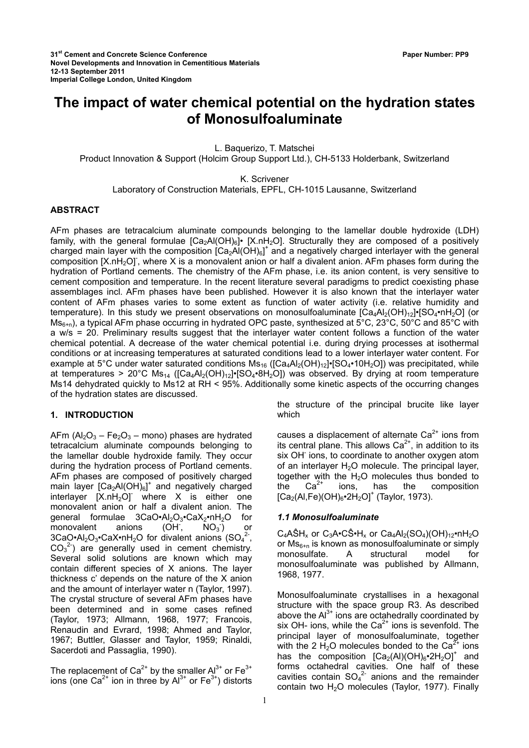31st Cement and Concrete Science Conference
Novel Developments and Innovation in Cementitious Materials
12-13 September 2011
Imperial College London, United Kingdom

Paper Number: PP9

# The impact of water chemical potential on the hydration states of Monosulfoaluminate

L. Baquerizo, T. Matschei
Product Innovation & Support (Holcim Group Support Ltd.), CH-5133 Holderbank, Switzerland

K. Scrivener
Laboratory of Construction Materials, EPFL, CH-1015 Lausanne, Switzerland

## ABSTRACT

AFm phases are tetracalcium aluminate compounds belonging to the lamellar double hydroxide (LDH) family, with the general formulae $[Ca_2Al(OH)_6]$• $[X.nH_2O]$. Structurally they are composed of a positively charged main layer with the composition $[Ca_2Al(OH)_6]^+$ and a negatively charged interlayer with the general composition $[X.nH_2O]^-$, where X is a monovalent anion or half a divalent anion. AFm phases form during the hydration of Portland cements. The chemistry of the AFm phase, i.e. its anion content, is very sensitive to cement composition and temperature. In the recent literature several paradigms to predict coexisting phase assemblages incl. AFm phases have been published. However it is also known that the interlayer water content of AFm phases varies to some extent as function of water activity (i.e. relative humidity and temperature). In this study we present observations on monosulfoaluminate $[Ca_4Al_2(OH)_{12}]$•$[SO_4$•$nH_2O]$ (or $Ms_{6+n}$), a typical AFm phase occurring in hydrated OPC paste, synthesized at 5°C, 23°C, 50°C and 85°C with a w/s = 20. Preliminary results suggest that the interlayer water content follows a function of the water chemical potential. A decrease of the water chemical potential i.e. during drying processes at isothermal conditions or at increasing temperatures at saturated conditions lead to a lower interlayer water content. For example at 5°C under water saturated conditions $Ms_{16}$ ($[Ca_4Al_2(OH)_{12}]$•$[SO_4$•$10H_2O]$) was precipitated, while at temperatures > 20°C $Ms_{14}$ ($[Ca_4Al_2(OH)_{12}]$•$[SO_4$•$8H_2O]$) was observed. By drying at room temperature Ms14 dehydrated quickly to Ms12 at RH < 95%. Additionally some kinetic aspects of the occurring changes of the hydration states are discussed.

## 1. INTRODUCTION

AFm ($Al_2O_3$ – $Fe_2O_3$ – mono) phases are hydrated tetracalcium aluminate compounds belonging to the lamellar double hydroxide family. They occur during the hydration process of Portland cements. AFm phases are composed of positively charged main layer $[Ca_2Al(OH)_6]^+$ and negatively charged interlayer $[X.nH_2O]^-$ where X is either one monovalent anion or half a divalent anion. The general formulae $3CaO$•$Al_2O_3$•$CaX_2$•$nH_2O$ for monovalent anions ($OH^-$, $NO_3^-$) or $3CaO$•$Al_2O_3$•$CaX$•$nH_2O$ for divalent anions ($SO_4^{2-}$, $CO_3^{2-}$) are generally used in cement chemistry. Several solid solutions are known which may contain different species of X anions. The layer thickness c' depends on the nature of the X anion and the amount of interlayer water n (Taylor, 1997). The crystal structure of several AFm phases have been determined and in some cases refined (Taylor, 1973; Allmann, 1968, 1977; Francois, Renaudin and Evrard, 1998; Ahmed and Taylor, 1967; Buttler, Glasser and Taylor, 1959; Rinaldi, Sacerdoti and Passaglia, 1990).

The replacement of $Ca^{2+}$ by the smaller $Al^{3+}$ or $Fe^{3+}$ ions (one $Ca^{2+}$ ion in three by $Al^{3+}$ or $Fe^{3+}$) distorts the structure of the principal brucite like layer which

causes a displacement of alternate $Ca^{2+}$ ions from its central plane. This allows $Ca^{2+}$, in addition to its six $OH^-$ ions, to coordinate to another oxygen atom of an interlayer $H_2O$ molecule. The principal layer, together with the $H_2O$ molecules thus bonded to the $Ca^{2+}$ ions, has the composition $[Ca_2(Al,Fe)(OH)_6$•$2H_2O]^+$ (Taylor, 1973).

### *1.1 Monosulfoaluminate*

$C_4A\hat{S}H_x$ or $C_3A$•$C\hat{S}$•$H_x$ or $Ca_4Al_2(SO_4)(OH)_{12}$•$nH_2O$ or $Ms_{6+n}$ is known as monosulfoaluminate or simply monosulfate. A structural model for monosulfoaluminate was published by Allmann, 1968, 1977.

Monosulfoaluminate crystallises in a hexagonal structure with the space group R3. As described above the $Al^{3+}$ ions are octahedrally coordinated by six OH- ions, while the $Ca^{2+}$ ion is sevenfold. The principal layer of monosulfoaluminate, together with the 2 $H_2O$ molecules bonded to the $Ca^{2+}$ ions has the composition $[Ca_2(Al)(OH)_6$•$2H_2O]^+$ and forms octahedral cavities. One half of these cavities contain $SO_4^{2-}$ anions and the remainder contain two $H_2O$ molecules (Taylor, 1977). Finally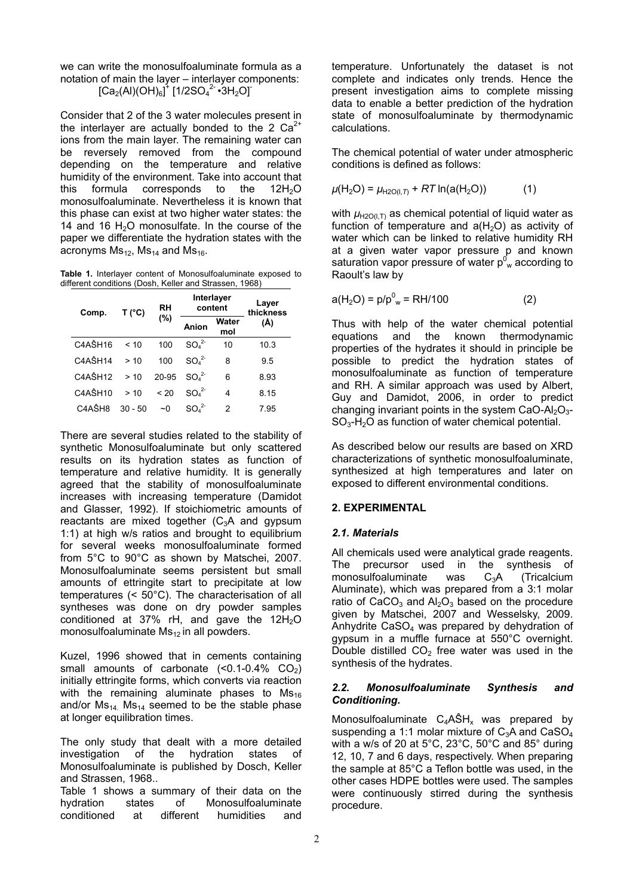we can write the monosulfoaluminate formula as a notation of main the layer – interlayer components:

$$[Ca_2(Al)(OH)_6]^+ [1/2SO_4^{2-} \bullet 3H_2O]^-$$

Consider that 2 of the 3 water molecules present in the interlayer are actually bonded to the 2 $Ca^{2+}$ ions from the main layer. The remaining water can be reversely removed from the compound depending on the temperature and relative humidity of the environment. Take into account that this formula corresponds to the $12H_2O$ monosulfoaluminate. Nevertheless it is known that this phase can exist at two higher water states: the 14 and 16 $H_2O$ monosulfate. In the course of the paper we differentiate the hydration states with the acronyms $Ms_{12}$, $Ms_{14}$ and $Ms_{16}$.

**Table 1.** Interlayer content of Monosulfoaluminate exposed to different conditions (Dosh, Keller and Strassen, 1968)

| Comp. | T (°C) | RH (%) | Interlayer content | | Layer thickness (Å) |
|---|---|---|---|---|---|
| | | | Anion | Water mol | |
| C4AŜH16 | < 10 | 100 | $SO_4^{2-}$ | 10 | 10.3 |
| C4AŜH14 | > 10 | 100 | $SO_4^{2-}$ | 8 | 9.5 |
| C4AŜH12 | > 10 | 20-95 | $SO_4^{2-}$ | 6 | 8.93 |
| C4AŜH10 | > 10 | < 20 | $SO_4^{2-}$ | 4 | 8.15 |
| C4AŜH8 | 30 - 50 | ~0 | $SO_4^{2-}$ | 2 | 7.95 |

There are several studies related to the stability of synthetic Monosulfoaluminate but only scattered results on its hydration states as function of temperature and relative humidity. It is generally agreed that the stability of monosulfoaluminate increases with increasing temperature (Damidot and Glasser, 1992). If stoichiometric amounts of reactants are mixed together ($C_3A$ and gypsum 1:1) at high w/s ratios and brought to equilibrium for several weeks monosulfoaluminate formed from 5°C to 90°C as shown by Matschei, 2007. Monosulfoaluminate seems persistent but small amounts of ettringite start to precipitate at low temperatures (< 50°C). The characterisation of all syntheses was done on dry powder samples conditioned at 37% rH, and gave the $12H_2O$ monosulfoaluminate $Ms_{12}$ in all powders.

Kuzel, 1996 showed that in cements containing small amounts of carbonate (<0.1-0.4% $CO_2$) initially ettringite forms, which converts via reaction with the remaining aluminate phases to $Ms_{16}$ and/or $Ms_{14}$. $Ms_{14}$ seemed to be the stable phase at longer equilibration times.

The only study that dealt with a more detailed investigation of the hydration states of Monosulfoaluminate is published by Dosch, Keller and Strassen, 1968..

Table 1 shows a summary of their data on the hydration states of Monosulfoaluminate conditioned at different humidities and temperature. Unfortunately the dataset is not complete and indicates only trends. Hence the present investigation aims to complete missing data to enable a better prediction of the hydration state of monosulfoaluminate by thermodynamic calculations.

The chemical potential of water under atmospheric conditions is defined as follows:

$$\mu(H_2O) = \mu_{H2O(l,T)} + RT\ln(a(H_2O)) \qquad (1)$$

with $\mu_{H2O(l,T)}$ as chemical potential of liquid water as function of temperature and $a(H_2O)$ as activity of water which can be linked to relative humidity RH at a given water vapor pressure p and known saturation vapor pressure of water $p^0_w$ according to Raoult's law by

$$a(H_2O) = p/p^0_w = RH/100 \qquad (2)$$

Thus with help of the water chemical potential equations and the known thermodynamic properties of the hydrates it should in principle be possible to predict the hydration states of monosulfoaluminate as function of temperature and RH. A similar approach was used by Albert, Guy and Damidot, 2006, in order to predict changing invariant points in the system $CaO$-$Al_2O_3$-$SO_3$-$H_2O$ as function of water chemical potential.

As described below our results are based on XRD characterizations of synthetic monosulfoaluminate, synthesized at high temperatures and later on exposed to different environmental conditions.

## 2. EXPERIMENTAL

### *2.1. Materials*

All chemicals used were analytical grade reagents. The precursor used in the synthesis of monosulfoaluminate was $C_3A$ (Tricalcium Aluminate), which was prepared from a 3:1 molar ratio of $CaCO_3$ and $Al_2O_3$ based on the procedure given by Matschei, 2007 and Wesselsky, 2009. Anhydrite $CaSO_4$ was prepared by dehydration of gypsum in a muffle furnace at 550°C overnight. Double distilled $CO_2$ free water was used in the synthesis of the hydrates.

### *2.2. Monosulfoaluminate Synthesis and Conditioning.*

Monosulfoaluminate $C_4A\hat{S}H_x$ was prepared by suspending a 1:1 molar mixture of $C_3A$ and $CaSO_4$ with a w/s of 20 at 5°C, 23°C, 50°C and 85° during 12, 10, 7 and 6 days, respectively. When preparing the sample at 85°C a Teflon bottle was used, in the other cases HDPE bottles were used. The samples were continuously stirred during the synthesis procedure.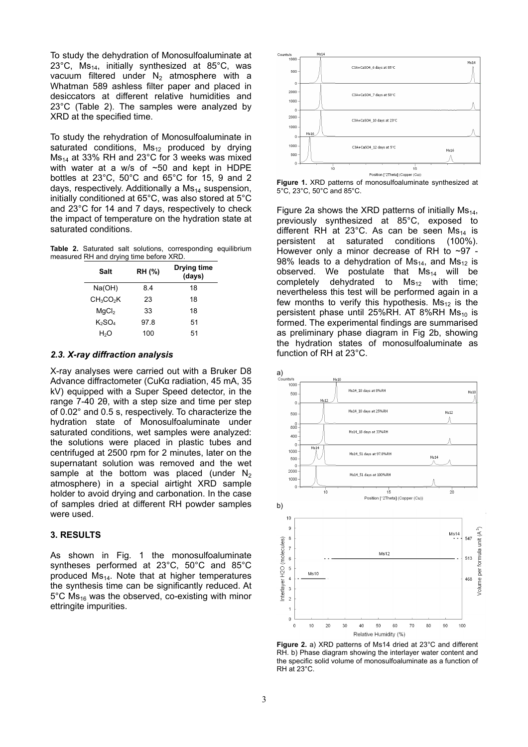To study the dehydration of Monosulfoaluminate at 23°C, $Ms_{14}$, initially synthesized at 85°C, was vacuum filtered under $N_2$ atmosphere with a Whatman 589 ashless filter paper and placed in desiccators at different relative humidities and 23°C (Table 2). The samples were analyzed by XRD at the specified time.

To study the rehydration of Monosulfoaluminate in saturated conditions, $Ms_{12}$ produced by drying $Ms_{14}$ at 33% RH and 23°C for 3 weeks was mixed with water at a w/s of ~50 and kept in HDPE bottles at 23°C, 50°C and 65°C for 15, 9 and 2 days, respectively. Additionally a $Ms_{14}$ suspension, initially conditioned at 65°C, was also stored at 5°C and 23°C for 14 and 7 days, respectively to check the impact of temperature on the hydration state at saturated conditions.

**Table 2.** Saturated salt solutions, corresponding equilibrium measured RH and drying time before XRD.

| Salt | RH (%) | Drying time (days) |
|---|---|---|
| Na(OH) | 8.4 | 18 |
| $CH_3CO_2K$ | 23 | 18 |
| $MgCl_2$ | 33 | 18 |
| $K_2SO_4$ | 97.8 | 51 |
| $H_2O$ | 100 | 51 |

### *2.3. X-ray diffraction analysis*

X-ray analyses were carried out with a Bruker D8 Advance diffractometer (CuKα radiation, 45 mA, 35 kV) equipped with a Super Speed detector, in the range 7-40 2θ, with a step size and time per step of 0.02° and 0.5 s, respectively. To characterize the hydration state of Monosulfoaluminate under saturated conditions, wet samples were analyzed: the solutions were placed in plastic tubes and centrifuged at 2500 rpm for 2 minutes, later on the supernatant solution was removed and the wet sample at the bottom was placed (under $N_2$ atmosphere) in a special airtight XRD sample holder to avoid drying and carbonation. In the case of samples dried at different RH powder samples were used.

## 3. RESULTS

As shown in Fig. 1 the monosulfoaluminate syntheses performed at 23°C, 50°C and 85°C produced $Ms_{14}$. Note that at higher temperatures the synthesis time can be significantly reduced. At 5°C $Ms_{16}$ was the observed, co-existing with minor ettringite impurities.

**Figure 1.** XRD patterns of monosulfoaluminate synthesized at 5°C, 23°C, 50°C and 85°C.

Figure 2a shows the XRD patterns of initially $Ms_{14}$, previously synthesized at 85°C, exposed to different RH at 23°C. As can be seen $Ms_{14}$ is persistent at saturated conditions (100%). However only a minor decrease of RH to ~97 - 98% leads to a dehydration of $Ms_{14}$, and $Ms_{12}$ is observed. We postulate that $Ms_{14}$ will be completely dehydrated to $Ms_{12}$ with time; nevertheless this test will be performed again in a few months to verify this hypothesis. $Ms_{12}$ is the persistent phase until 25%RH. AT 8%RH $Ms_{10}$ is formed. The experimental findings are summarised as preliminary phase diagram in Fig 2b, showing the hydration states of monosulfoaluminate as function of RH at 23°C.

**Figure 2.** a) XRD patterns of Ms14 dried at 23°C and different RH. b) Phase diagram showing the interlayer water content and the specific solid volume of monosulfoaluminate as a function of RH at 23°C.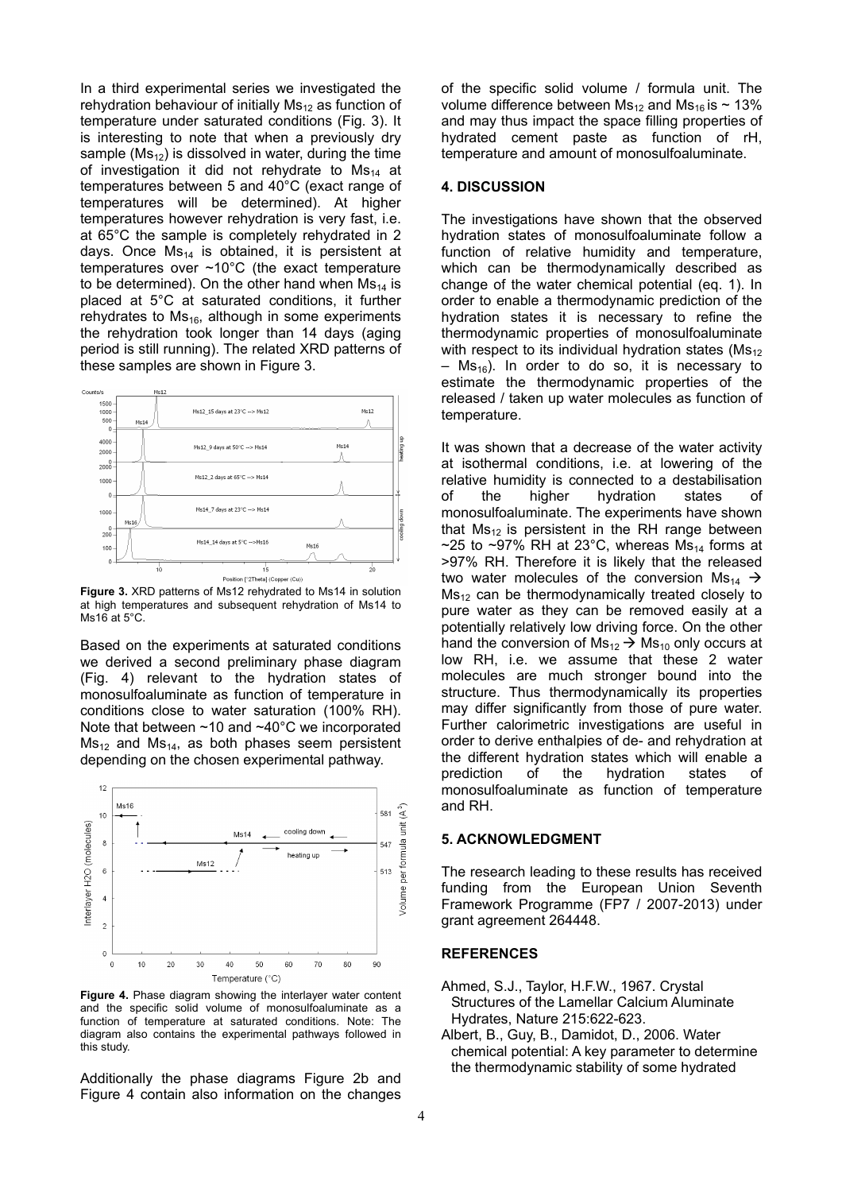In a third experimental series we investigated the rehydration behaviour of initially $Ms_{12}$ as function of temperature under saturated conditions (Fig. 3). It is interesting to note that when a previously dry sample ($Ms_{12}$) is dissolved in water, during the time of investigation it did not rehydrate to $Ms_{14}$ at temperatures between 5 and 40°C (exact range of temperatures will be determined). At higher temperatures however rehydration is very fast, i.e. at 65°C the sample is completely rehydrated in 2 days. Once $Ms_{14}$ is obtained, it is persistent at temperatures over ~10°C (the exact temperature to be determined). On the other hand when $Ms_{14}$ is placed at 5°C at saturated conditions, it further rehydrates to $Ms_{16}$, although in some experiments the rehydration took longer than 14 days (aging period is still running). The related XRD patterns of these samples are shown in Figure 3.

**Figure 3.** XRD patterns of Ms12 rehydrated to Ms14 in solution at high temperatures and subsequent rehydration of Ms14 to Ms16 at 5°C.

Based on the experiments at saturated conditions we derived a second preliminary phase diagram (Fig. 4) relevant to the hydration states of monosulfoaluminate as function of temperature in conditions close to water saturation (100% RH). Note that between ~10 and ~40°C we incorporated $Ms_{12}$ and $Ms_{14}$, as both phases seem persistent depending on the chosen experimental pathway.

**Figure 4.** Phase diagram showing the interlayer water content and the specific solid volume of monosulfoaluminate as a function of temperature at saturated conditions. Note: The diagram also contains the experimental pathways followed in this study.

Additionally the phase diagrams Figure 2b and Figure 4 contain also information on the changes of the specific solid volume / formula unit. The volume difference between $Ms_{12}$ and $Ms_{16}$ is ~ 13% and may thus impact the space filling properties of hydrated cement paste as function of rH, temperature and amount of monosulfoaluminate.

## 4. DISCUSSION

The investigations have shown that the observed hydration states of monosulfoaluminate follow a function of relative humidity and temperature, which can be thermodynamically described as change of the water chemical potential (eq. 1). In order to enable a thermodynamic prediction of the hydration states it is necessary to refine the thermodynamic properties of monosulfoaluminate with respect to its individual hydration states ($Ms_{12}$ – $Ms_{16}$). In order to do so, it is necessary to estimate the thermodynamic properties of the released / taken up water molecules as function of temperature.

It was shown that a decrease of the water activity at isothermal conditions, i.e. at lowering of the relative humidity is connected to a destabilisation of the higher hydration states of monosulfoaluminate. The experiments have shown that $Ms_{12}$ is persistent in the RH range between ~25 to ~97% RH at 23°C, whereas $Ms_{14}$ forms at >97% RH. Therefore it is likely that the released two water molecules of the conversion $Ms_{14} \rightarrow Ms_{12}$ can be thermodynamically treated closely to pure water as they can be removed easily at a potentially relatively low driving force. On the other hand the conversion of $Ms_{12} \rightarrow Ms_{10}$ only occurs at low RH, i.e. we assume that these 2 water molecules are much stronger bound into the structure. Thus thermodynamically its properties may differ significantly from those of pure water. Further calorimetric investigations are useful in order to derive enthalpies of de- and rehydration at the different hydration states which will enable a prediction of the hydration states of monosulfoaluminate as function of temperature and RH.

## 5. ACKNOWLEDGMENT

The research leading to these results has received funding from the European Union Seventh Framework Programme (FP7 / 2007-2013) under grant agreement 264448.

## REFERENCES

Ahmed, S.J., Taylor, H.F.W., 1967. Crystal Structures of the Lamellar Calcium Aluminate Hydrates, Nature 215:622-623.

Albert, B., Guy, B., Damidot, D., 2006. Water chemical potential: A key parameter to determine the thermodynamic stability of some hydrated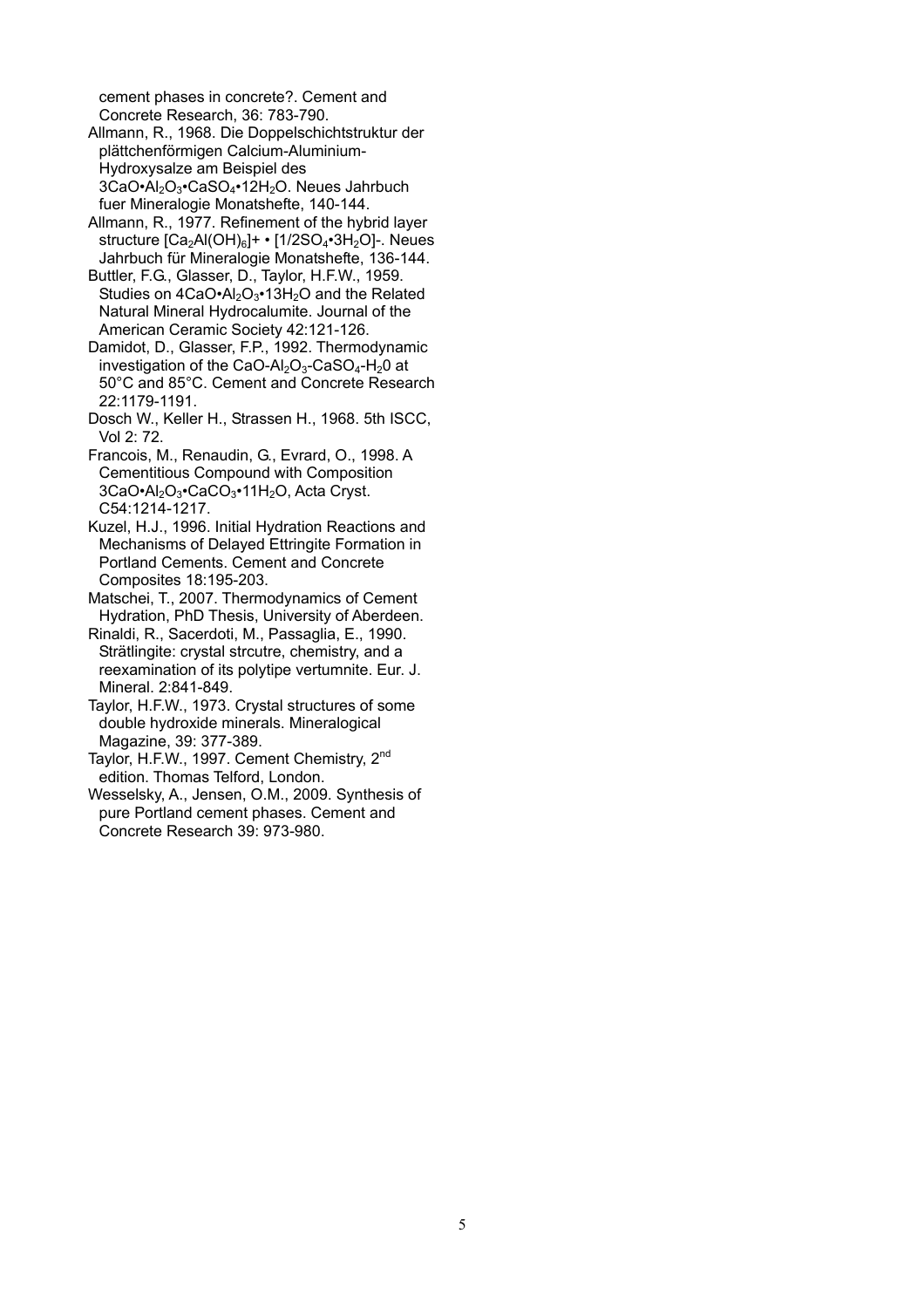cement phases in concrete?. Cement and Concrete Research, 36: 783-790.

Allmann, R., 1968. Die Doppelschichtstruktur der plättchenförmigen Calcium-Aluminium-Hydroxysalze am Beispiel des $3CaO{\bullet}Al_2O_3{\bullet}CaSO_4{\bullet}12H_2O$. Neues Jahrbuch fuer Mineralogie Monatshefte, 140-144.

Allmann, R., 1977. Refinement of the hybrid layer structure $[Ca_2Al(OH)_6]^+ \bullet [1/2SO_4{\bullet}3H_2O]^-$. Neues Jahrbuch für Mineralogie Monatshefte, 136-144.

Buttler, F.G., Glasser, D., Taylor, H.F.W., 1959. Studies on $4CaO{\bullet}Al_2O_3{\bullet}13H_2O$ and the Related Natural Mineral Hydrocalumite. Journal of the American Ceramic Society 42:121-126.

Damidot, D., Glasser, F.P., 1992. Thermodynamic investigation of the $CaO\text{-}Al_2O_3\text{-}CaSO_4\text{-}H_20$ at 50°C and 85°C. Cement and Concrete Research 22:1179-1191.

Dosch W., Keller H., Strassen H., 1968. 5th ISCC, Vol 2: 72.

Francois, M., Renaudin, G., Evrard, O., 1998. A Cementitious Compound with Composition $3CaO{\bullet}Al_2O_3{\bullet}CaCO_3{\bullet}11H_2O$, Acta Cryst. C54:1214-1217.

Kuzel, H.J., 1996. Initial Hydration Reactions and Mechanisms of Delayed Ettringite Formation in Portland Cements. Cement and Concrete Composites 18:195-203.

Matschei, T., 2007. Thermodynamics of Cement Hydration, PhD Thesis, University of Aberdeen.

Rinaldi, R., Sacerdoti, M., Passaglia, E., 1990. Strätlingite: crystal strcutre, chemistry, and a reexamination of its polytipe vertumnite. Eur. J. Mineral. 2:841-849.

Taylor, H.F.W., 1973. Crystal structures of some double hydroxide minerals. Mineralogical Magazine, 39: 377-389.

Taylor, H.F.W., 1997. Cement Chemistry, 2nd edition. Thomas Telford, London.

Wesselsky, A., Jensen, O.M., 2009. Synthesis of pure Portland cement phases. Cement and Concrete Research 39: 973-980.